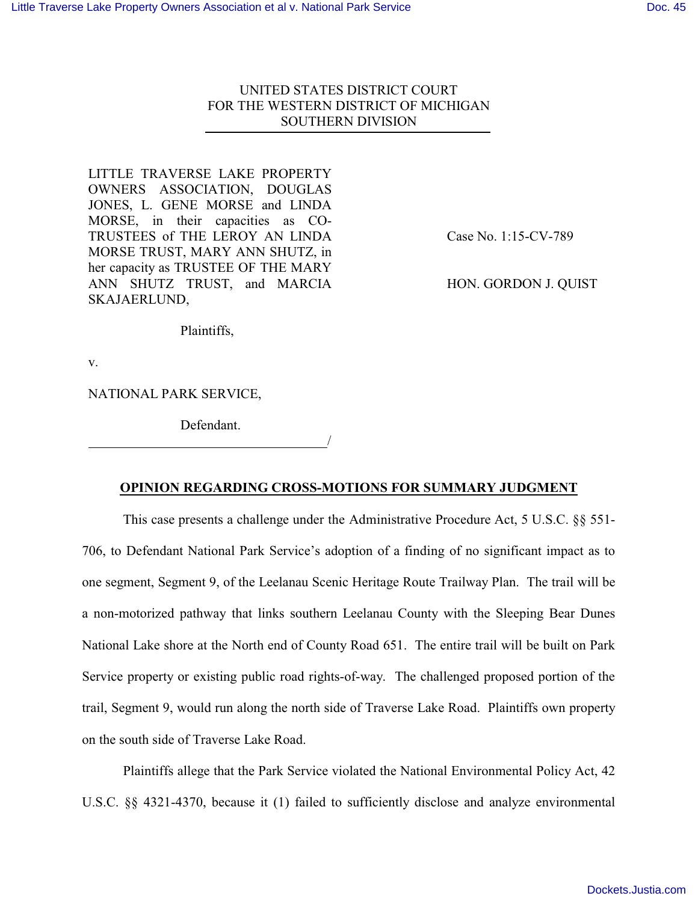UNITED STATES DISTRICT COURT
FOR THE WESTERN DISTRICT OF MICHIGAN
SOUTHERN DIVISION

LITTLE TRAVERSE LAKE PROPERTY OWNERS ASSOCIATION, DOUGLAS JONES, L. GENE MORSE and LINDA MORSE, in their capacities as CO-TRUSTEES of THE LEROY AN LINDA MORSE TRUST, MARY ANN SHUTZ, in her capacity as TRUSTEE OF THE MARY ANN SHUTZ TRUST, and MARCIA SKAJAERLUND,

Plaintiffs,

v.

NATIONAL PARK SERVICE,

Defendant.

Case No. 1:15-CV-789

HON. GORDON J. QUIST

## OPINION REGARDING CROSS-MOTIONS FOR SUMMARY JUDGMENT

This case presents a challenge under the Administrative Procedure Act, 5 U.S.C. §§ 551-706, to Defendant National Park Service's adoption of a finding of no significant impact as to one segment, Segment 9, of the Leelanau Scenic Heritage Route Trailway Plan. The trail will be a non-motorized pathway that links southern Leelanau County with the Sleeping Bear Dunes National Lake shore at the North end of County Road 651. The entire trail will be built on Park Service property or existing public road rights-of-way. The challenged proposed portion of the trail, Segment 9, would run along the north side of Traverse Lake Road. Plaintiffs own property on the south side of Traverse Lake Road.

Plaintiffs allege that the Park Service violated the National Environmental Policy Act, 42 U.S.C. §§ 4321-4370, because it (1) failed to sufficiently disclose and analyze environmental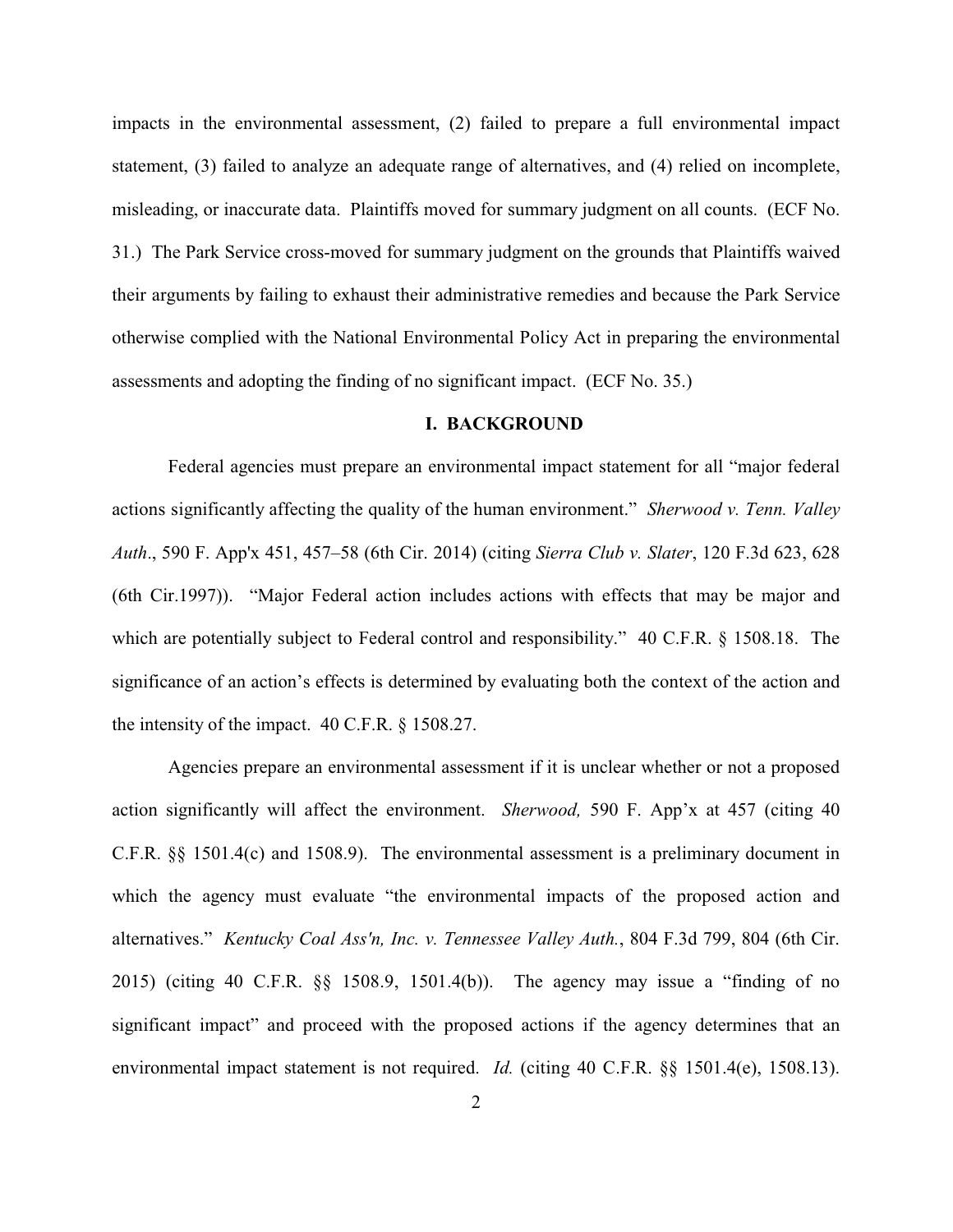impacts in the environmental assessment, (2) failed to prepare a full environmental impact statement, (3) failed to analyze an adequate range of alternatives, and (4) relied on incomplete, misleading, or inaccurate data. Plaintiffs moved for summary judgment on all counts. (ECF No. 31.) The Park Service cross-moved for summary judgment on the grounds that Plaintiffs waived their arguments by failing to exhaust their administrative remedies and because the Park Service otherwise complied with the National Environmental Policy Act in preparing the environmental assessments and adopting the finding of no significant impact. (ECF No. 35.)

## I. BACKGROUND

Federal agencies must prepare an environmental impact statement for all "major federal actions significantly affecting the quality of the human environment." *Sherwood v. Tenn. Valley Auth.*, 590 F. App'x 451, 457–58 (6th Cir. 2014) (citing *Sierra Club v. Slater*, 120 F.3d 623, 628 (6th Cir.1997)). "Major Federal action includes actions with effects that may be major and which are potentially subject to Federal control and responsibility." 40 C.F.R. § 1508.18. The significance of an action's effects is determined by evaluating both the context of the action and the intensity of the impact. 40 C.F.R. § 1508.27.

Agencies prepare an environmental assessment if it is unclear whether or not a proposed action significantly will affect the environment. *Sherwood,* 590 F. App'x at 457 (citing 40 C.F.R. §§ 1501.4(c) and 1508.9). The environmental assessment is a preliminary document in which the agency must evaluate "the environmental impacts of the proposed action and alternatives." *Kentucky Coal Ass'n, Inc. v. Tennessee Valley Auth.*, 804 F.3d 799, 804 (6th Cir. 2015) (citing 40 C.F.R. §§ 1508.9, 1501.4(b)). The agency may issue a "finding of no significant impact" and proceed with the proposed actions if the agency determines that an environmental impact statement is not required. *Id.* (citing 40 C.F.R. §§ 1501.4(e), 1508.13).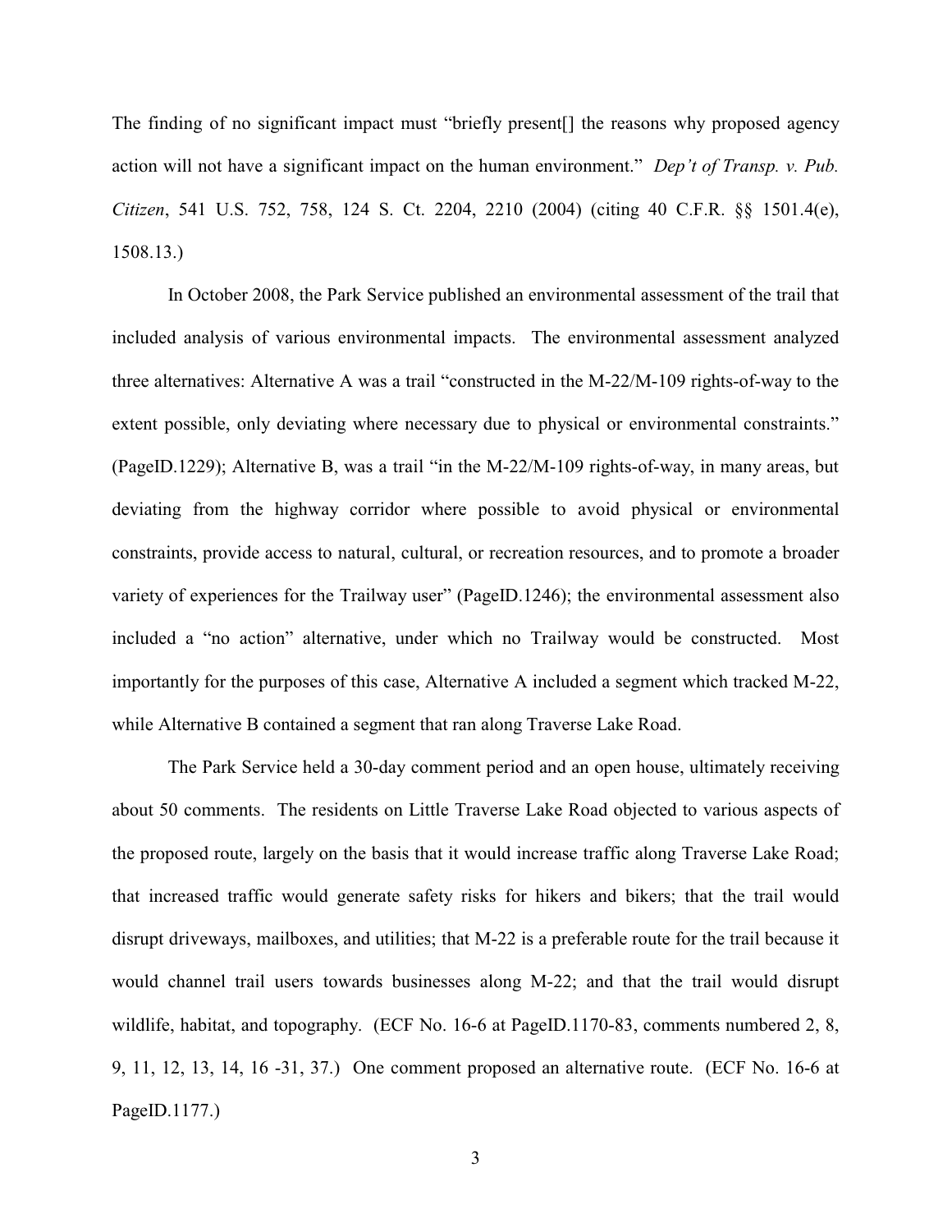The finding of no significant impact must "briefly present[] the reasons why proposed agency action will not have a significant impact on the human environment." *Dep't of Transp. v. Pub. Citizen*, 541 U.S. 752, 758, 124 S. Ct. 2204, 2210 (2004) (citing 40 C.F.R. §§ 1501.4(e), 1508.13.)

In October 2008, the Park Service published an environmental assessment of the trail that included analysis of various environmental impacts. The environmental assessment analyzed three alternatives: Alternative A was a trail "constructed in the M-22/M-109 rights-of-way to the extent possible, only deviating where necessary due to physical or environmental constraints." (PageID.1229); Alternative B, was a trail "in the M-22/M-109 rights-of-way, in many areas, but deviating from the highway corridor where possible to avoid physical or environmental constraints, provide access to natural, cultural, or recreation resources, and to promote a broader variety of experiences for the Trailway user" (PageID.1246); the environmental assessment also included a "no action" alternative, under which no Trailway would be constructed. Most importantly for the purposes of this case, Alternative A included a segment which tracked M-22, while Alternative B contained a segment that ran along Traverse Lake Road.

The Park Service held a 30-day comment period and an open house, ultimately receiving about 50 comments. The residents on Little Traverse Lake Road objected to various aspects of the proposed route, largely on the basis that it would increase traffic along Traverse Lake Road; that increased traffic would generate safety risks for hikers and bikers; that the trail would disrupt driveways, mailboxes, and utilities; that M-22 is a preferable route for the trail because it would channel trail users towards businesses along M-22; and that the trail would disrupt wildlife, habitat, and topography. (ECF No. 16-6 at PageID.1170-83, comments numbered 2, 8, 9, 11, 12, 13, 14, 16 -31, 37.) One comment proposed an alternative route. (ECF No. 16-6 at PageID.1177.)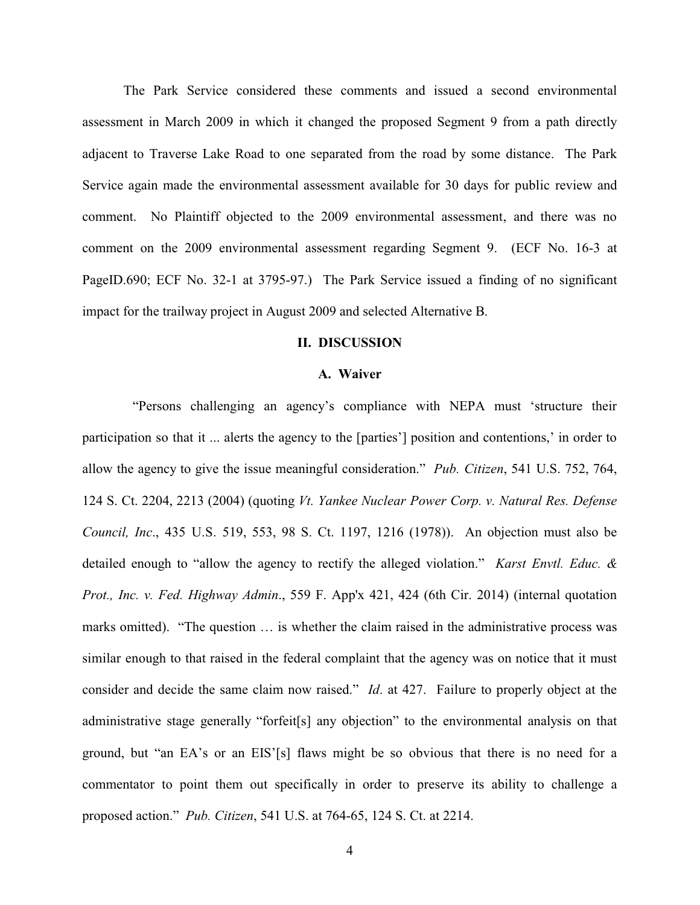The Park Service considered these comments and issued a second environmental assessment in March 2009 in which it changed the proposed Segment 9 from a path directly adjacent to Traverse Lake Road to one separated from the road by some distance. The Park Service again made the environmental assessment available for 30 days for public review and comment. No Plaintiff objected to the 2009 environmental assessment, and there was no comment on the 2009 environmental assessment regarding Segment 9. (ECF No. 16-3 at PageID.690; ECF No. 32-1 at 3795-97.) The Park Service issued a finding of no significant impact for the trailway project in August 2009 and selected Alternative B.

## II. DISCUSSION

### A. Waiver

"Persons challenging an agency's compliance with NEPA must 'structure their participation so that it ... alerts the agency to the [parties'] position and contentions,' in order to allow the agency to give the issue meaningful consideration." *Pub. Citizen*, 541 U.S. 752, 764, 124 S. Ct. 2204, 2213 (2004) (quoting *Vt. Yankee Nuclear Power Corp. v. Natural Res. Defense Council, Inc*., 435 U.S. 519, 553, 98 S. Ct. 1197, 1216 (1978)). An objection must also be detailed enough to "allow the agency to rectify the alleged violation." *Karst Envtl. Educ. & Prot., Inc. v. Fed. Highway Admin*., 559 F. App'x 421, 424 (6th Cir. 2014) (internal quotation marks omitted). "The question … is whether the claim raised in the administrative process was similar enough to that raised in the federal complaint that the agency was on notice that it must consider and decide the same claim now raised." *Id*. at 427. Failure to properly object at the administrative stage generally "forfeit[s] any objection" to the environmental analysis on that ground, but "an EA's or an EIS'[s] flaws might be so obvious that there is no need for a commentator to point them out specifically in order to preserve its ability to challenge a proposed action." *Pub. Citizen*, 541 U.S. at 764-65, 124 S. Ct. at 2214.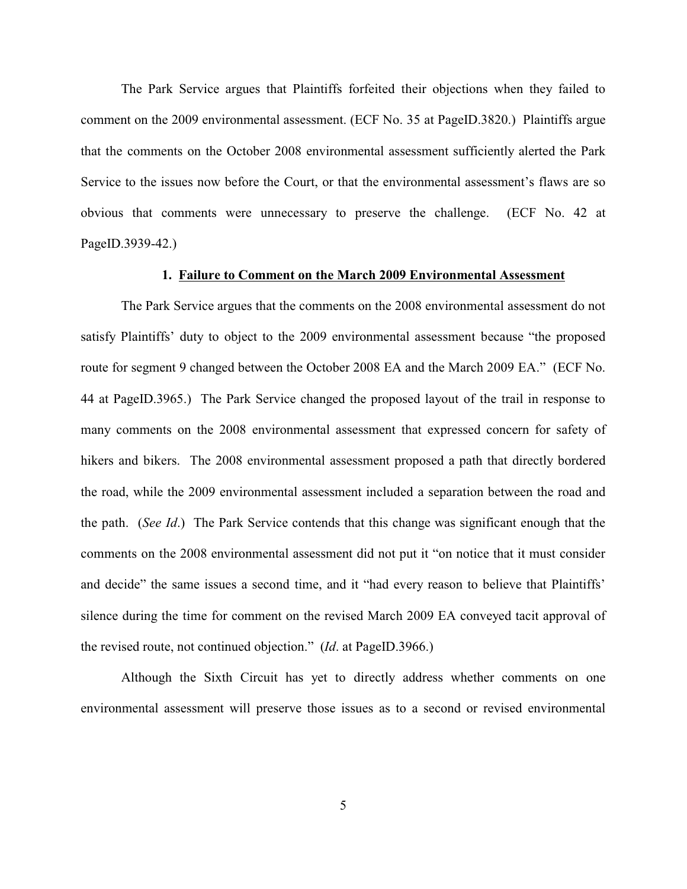The Park Service argues that Plaintiffs forfeited their objections when they failed to comment on the 2009 environmental assessment. (ECF No. 35 at PageID.3820.) Plaintiffs argue that the comments on the October 2008 environmental assessment sufficiently alerted the Park Service to the issues now before the Court, or that the environmental assessment's flaws are so obvious that comments were unnecessary to preserve the challenge. (ECF No. 42 at PageID.3939-42.)

### 1. <u>Failure to Comment on the March 2009 Environmental Assessment</u>

The Park Service argues that the comments on the 2008 environmental assessment do not satisfy Plaintiffs' duty to object to the 2009 environmental assessment because "the proposed route for segment 9 changed between the October 2008 EA and the March 2009 EA." (ECF No. 44 at PageID.3965.) The Park Service changed the proposed layout of the trail in response to many comments on the 2008 environmental assessment that expressed concern for safety of hikers and bikers. The 2008 environmental assessment proposed a path that directly bordered the road, while the 2009 environmental assessment included a separation between the road and the path. (*See Id*.) The Park Service contends that this change was significant enough that the comments on the 2008 environmental assessment did not put it "on notice that it must consider and decide" the same issues a second time, and it "had every reason to believe that Plaintiffs' silence during the time for comment on the revised March 2009 EA conveyed tacit approval of the revised route, not continued objection." (*Id*. at PageID.3966.)

Although the Sixth Circuit has yet to directly address whether comments on one environmental assessment will preserve those issues as to a second or revised environmental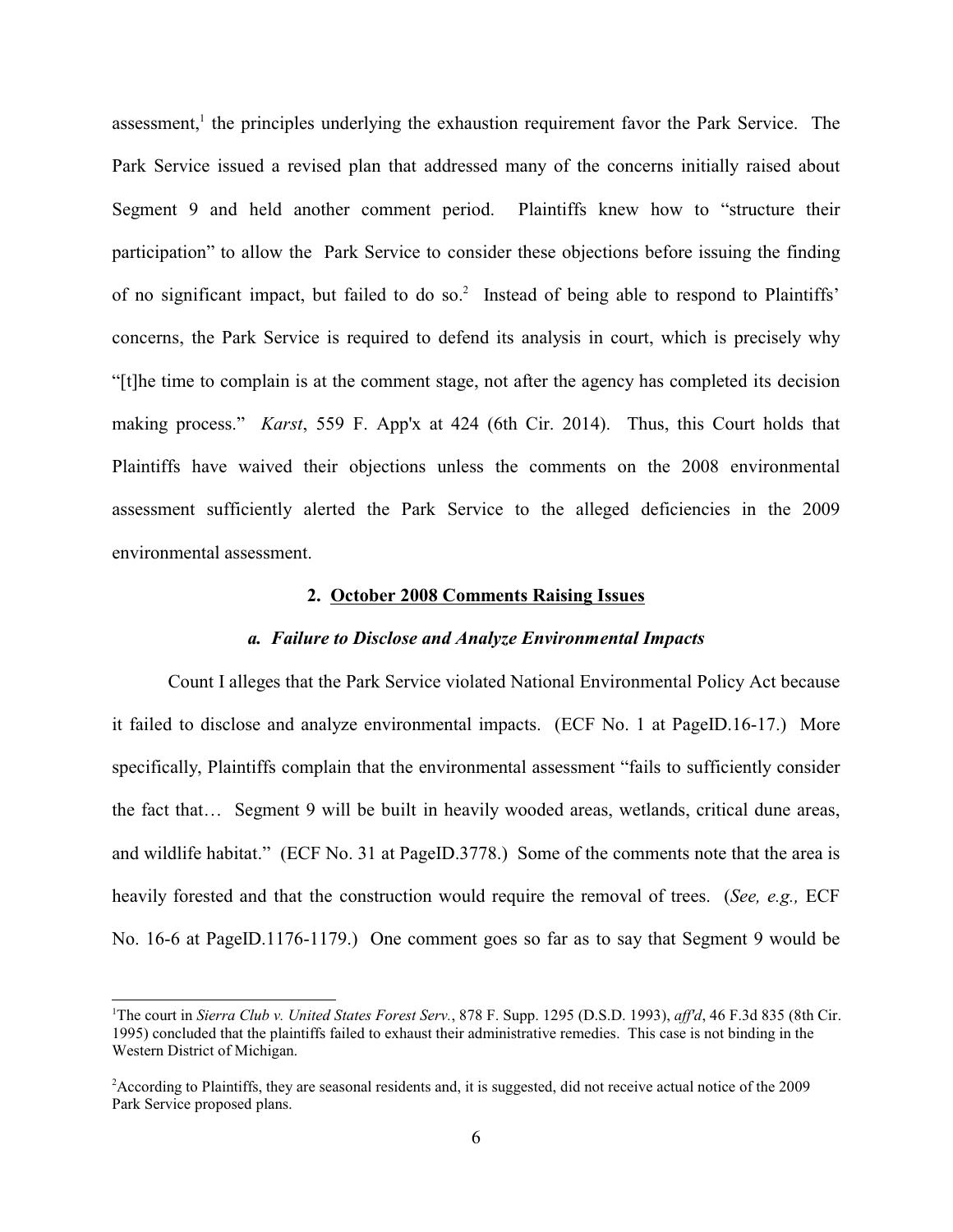assessment,[1] the principles underlying the exhaustion requirement favor the Park Service. The Park Service issued a revised plan that addressed many of the concerns initially raised about Segment 9 and held another comment period. Plaintiffs knew how to "structure their participation" to allow the Park Service to consider these objections before issuing the finding of no significant impact, but failed to do so.[2] Instead of being able to respond to Plaintiffs' concerns, the Park Service is required to defend its analysis in court, which is precisely why "[t]he time to complain is at the comment stage, not after the agency has completed its decision making process." *Karst*, 559 F. App'x at 424 (6th Cir. 2014). Thus, this Court holds that Plaintiffs have waived their objections unless the comments on the 2008 environmental assessment sufficiently alerted the Park Service to the alleged deficiencies in the 2009 environmental assessment.

### 2. October 2008 Comments Raising Issues

#### *a. Failure to Disclose and Analyze Environmental Impacts*

Count I alleges that the Park Service violated National Environmental Policy Act because it failed to disclose and analyze environmental impacts. (ECF No. 1 at PageID.16-17.) More specifically, Plaintiffs complain that the environmental assessment "fails to sufficiently consider the fact that… Segment 9 will be built in heavily wooded areas, wetlands, critical dune areas, and wildlife habitat." (ECF No. 31 at PageID.3778.) Some of the comments note that the area is heavily forested and that the construction would require the removal of trees. (*See, e.g.,* ECF No. 16-6 at PageID.1176-1179.) One comment goes so far as to say that Segment 9 would be

---

[1]The court in *Sierra Club v. United States Forest Serv.*, 878 F. Supp. 1295 (D.S.D. 1993), *aff'd*, 46 F.3d 835 (8th Cir. 1995) concluded that the plaintiffs failed to exhaust their administrative remedies. This case is not binding in the Western District of Michigan.

[2]According to Plaintiffs, they are seasonal residents and, it is suggested, did not receive actual notice of the 2009 Park Service proposed plans.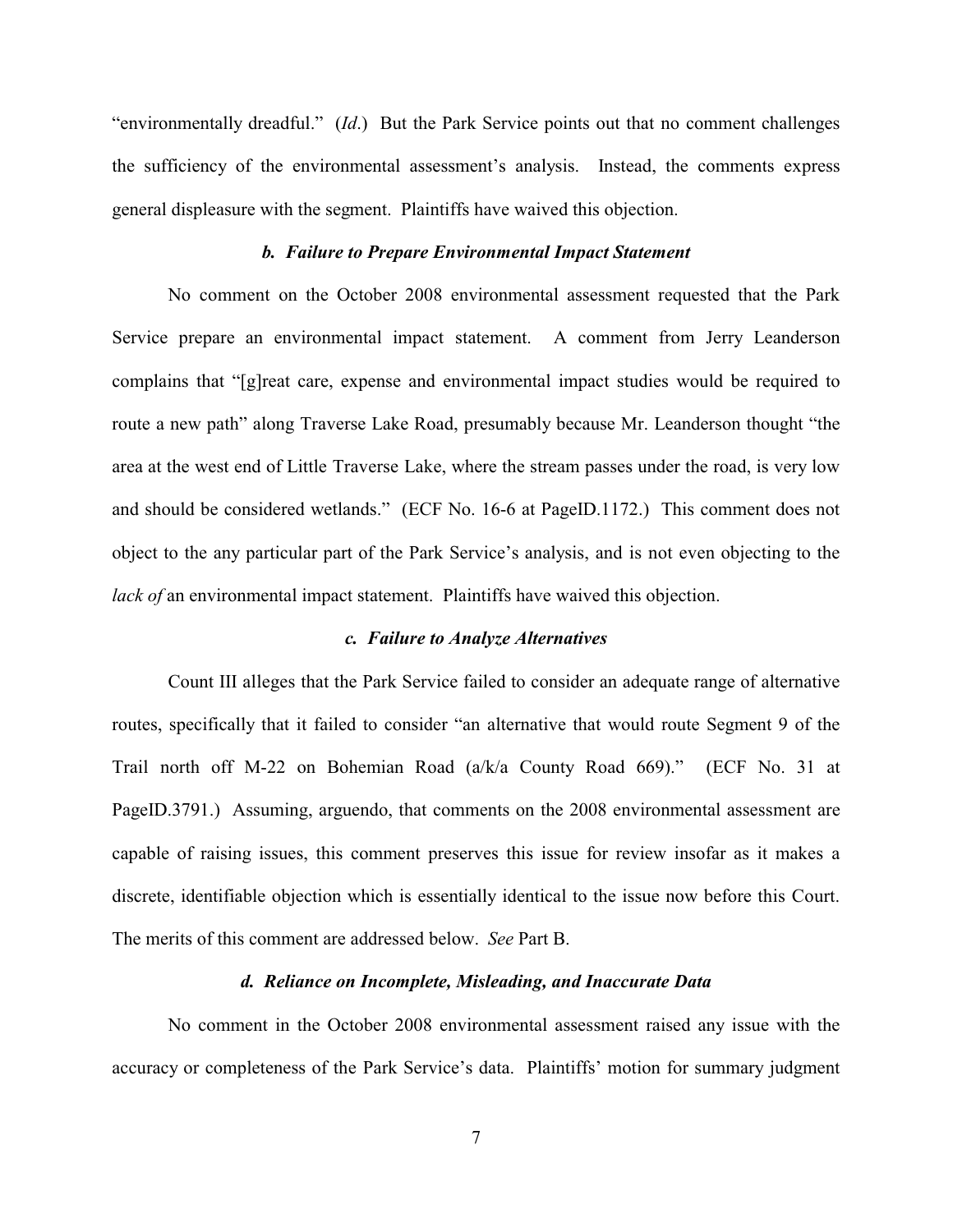"environmentally dreadful." (*Id*.) But the Park Service points out that no comment challenges the sufficiency of the environmental assessment's analysis. Instead, the comments express general displeasure with the segment. Plaintiffs have waived this objection.

***b. Failure to Prepare Environmental Impact Statement***

No comment on the October 2008 environmental assessment requested that the Park Service prepare an environmental impact statement. A comment from Jerry Leanderson complains that "[g]reat care, expense and environmental impact studies would be required to route a new path" along Traverse Lake Road, presumably because Mr. Leanderson thought "the area at the west end of Little Traverse Lake, where the stream passes under the road, is very low and should be considered wetlands." (ECF No. 16-6 at PageID.1172.) This comment does not object to the any particular part of the Park Service's analysis, and is not even objecting to the *lack of* an environmental impact statement. Plaintiffs have waived this objection.

***c. Failure to Analyze Alternatives***

Count III alleges that the Park Service failed to consider an adequate range of alternative routes, specifically that it failed to consider "an alternative that would route Segment 9 of the Trail north off M-22 on Bohemian Road (a/k/a County Road 669)." (ECF No. 31 at PageID.3791.) Assuming, arguendo, that comments on the 2008 environmental assessment are capable of raising issues, this comment preserves this issue for review insofar as it makes a discrete, identifiable objection which is essentially identical to the issue now before this Court. The merits of this comment are addressed below. *See* Part B.

***d. Reliance on Incomplete, Misleading, and Inaccurate Data***

No comment in the October 2008 environmental assessment raised any issue with the accuracy or completeness of the Park Service's data. Plaintiffs' motion for summary judgment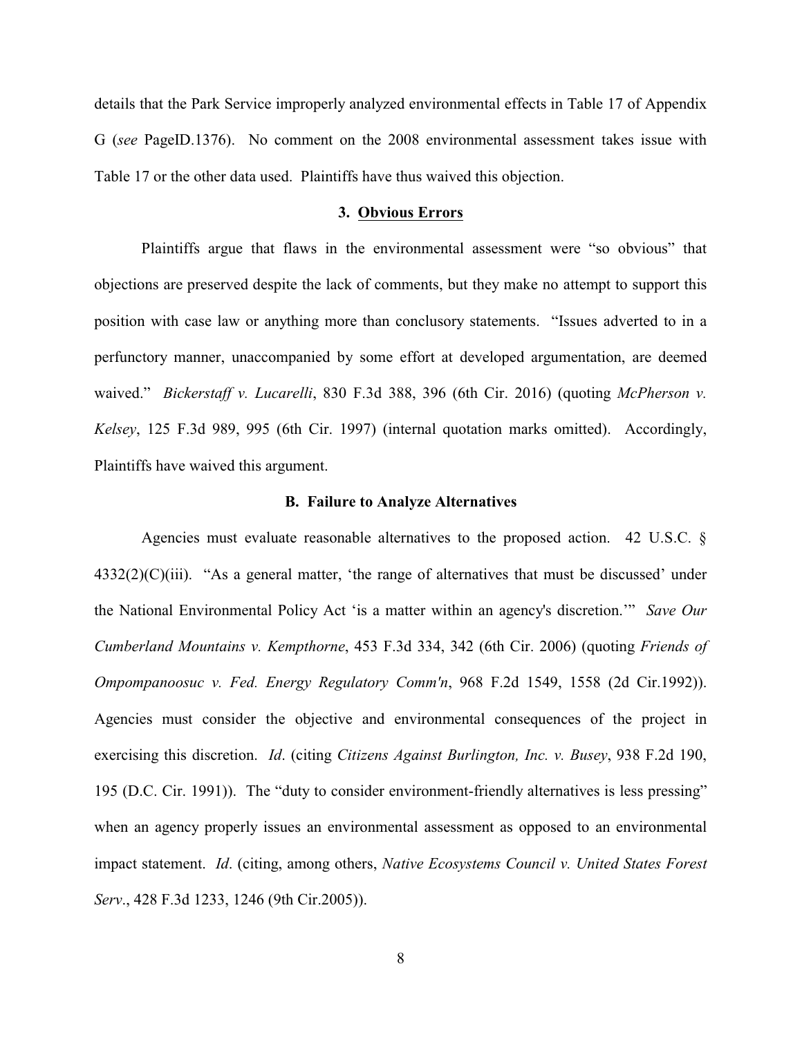details that the Park Service improperly analyzed environmental effects in Table 17 of Appendix G (*see* PageID.1376). No comment on the 2008 environmental assessment takes issue with Table 17 or the other data used. Plaintiffs have thus waived this objection.

### 3. Obvious Errors

Plaintiffs argue that flaws in the environmental assessment were "so obvious" that objections are preserved despite the lack of comments, but they make no attempt to support this position with case law or anything more than conclusory statements. "Issues adverted to in a perfunctory manner, unaccompanied by some effort at developed argumentation, are deemed waived." *Bickerstaff v. Lucarelli*, 830 F.3d 388, 396 (6th Cir. 2016) (quoting *McPherson v. Kelsey*, 125 F.3d 989, 995 (6th Cir. 1997) (internal quotation marks omitted). Accordingly, Plaintiffs have waived this argument.

## B. Failure to Analyze Alternatives

Agencies must evaluate reasonable alternatives to the proposed action. 42 U.S.C. § 4332(2)(C)(iii). "As a general matter, 'the range of alternatives that must be discussed' under the National Environmental Policy Act 'is a matter within an agency's discretion.'" *Save Our Cumberland Mountains v. Kempthorne*, 453 F.3d 334, 342 (6th Cir. 2006) (quoting *Friends of Ompompanoosuc v. Fed. Energy Regulatory Comm'n*, 968 F.2d 1549, 1558 (2d Cir.1992)). Agencies must consider the objective and environmental consequences of the project in exercising this discretion. *Id*. (citing *Citizens Against Burlington, Inc. v. Busey*, 938 F.2d 190, 195 (D.C. Cir. 1991)). The "duty to consider environment-friendly alternatives is less pressing" when an agency properly issues an environmental assessment as opposed to an environmental impact statement. *Id*. (citing, among others, *Native Ecosystems Council v. United States Forest Serv*., 428 F.3d 1233, 1246 (9th Cir.2005)).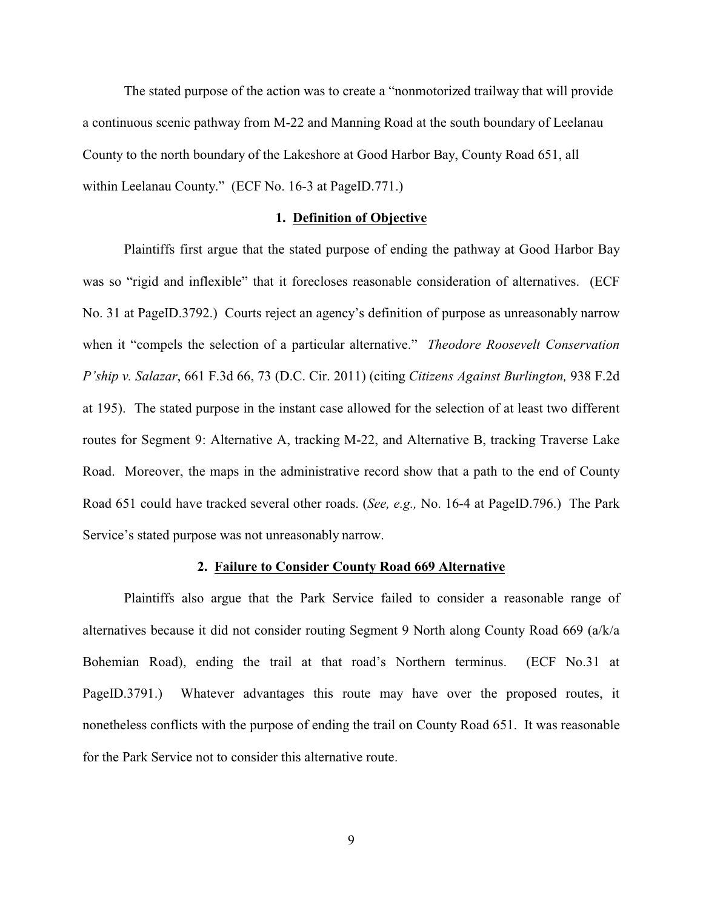The stated purpose of the action was to create a "nonmotorized trailway that will provide a continuous scenic pathway from M-22 and Manning Road at the south boundary of Leelanau County to the north boundary of the Lakeshore at Good Harbor Bay, County Road 651, all within Leelanau County." (ECF No. 16-3 at PageID.771.)

### 1. Definition of Objective

Plaintiffs first argue that the stated purpose of ending the pathway at Good Harbor Bay was so "rigid and inflexible" that it forecloses reasonable consideration of alternatives. (ECF No. 31 at PageID.3792.) Courts reject an agency's definition of purpose as unreasonably narrow when it "compels the selection of a particular alternative." *Theodore Roosevelt Conservation P'ship v. Salazar*, 661 F.3d 66, 73 (D.C. Cir. 2011) (citing *Citizens Against Burlington,* 938 F.2d at 195). The stated purpose in the instant case allowed for the selection of at least two different routes for Segment 9: Alternative A, tracking M-22, and Alternative B, tracking Traverse Lake Road. Moreover, the maps in the administrative record show that a path to the end of County Road 651 could have tracked several other roads. (*See, e.g.,* No. 16-4 at PageID.796.) The Park Service's stated purpose was not unreasonably narrow.

### 2. Failure to Consider County Road 669 Alternative

Plaintiffs also argue that the Park Service failed to consider a reasonable range of alternatives because it did not consider routing Segment 9 North along County Road 669 (a/k/a Bohemian Road), ending the trail at that road's Northern terminus. (ECF No.31 at PageID.3791.) Whatever advantages this route may have over the proposed routes, it nonetheless conflicts with the purpose of ending the trail on County Road 651. It was reasonable for the Park Service not to consider this alternative route.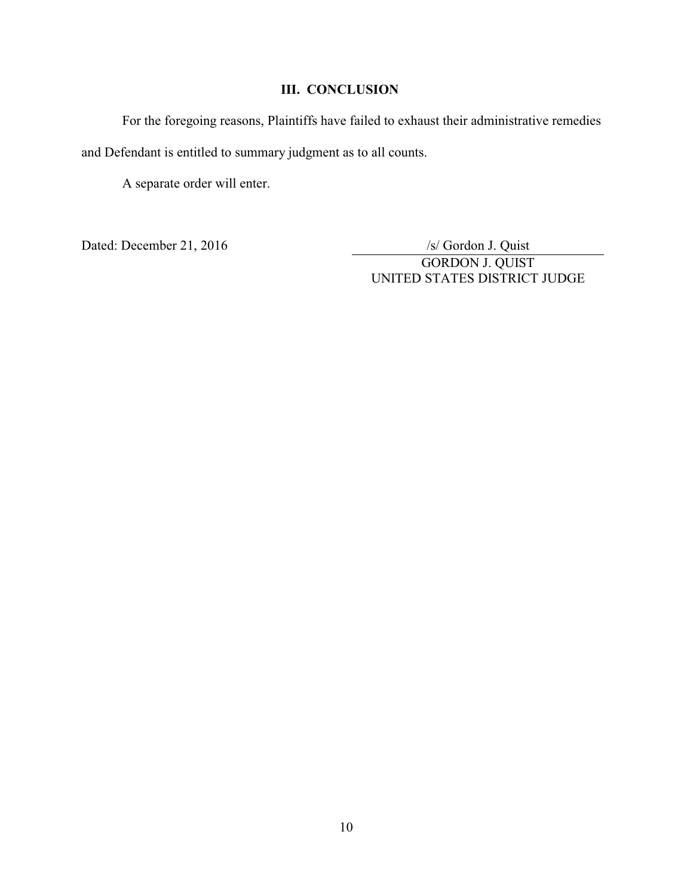## III. CONCLUSION

For the foregoing reasons, Plaintiffs have failed to exhaust their administrative remedies and Defendant is entitled to summary judgment as to all counts.

A separate order will enter.

Dated: December 21, 2016

/s/ Gordon J. Quist
GORDON J. QUIST
UNITED STATES DISTRICT JUDGE